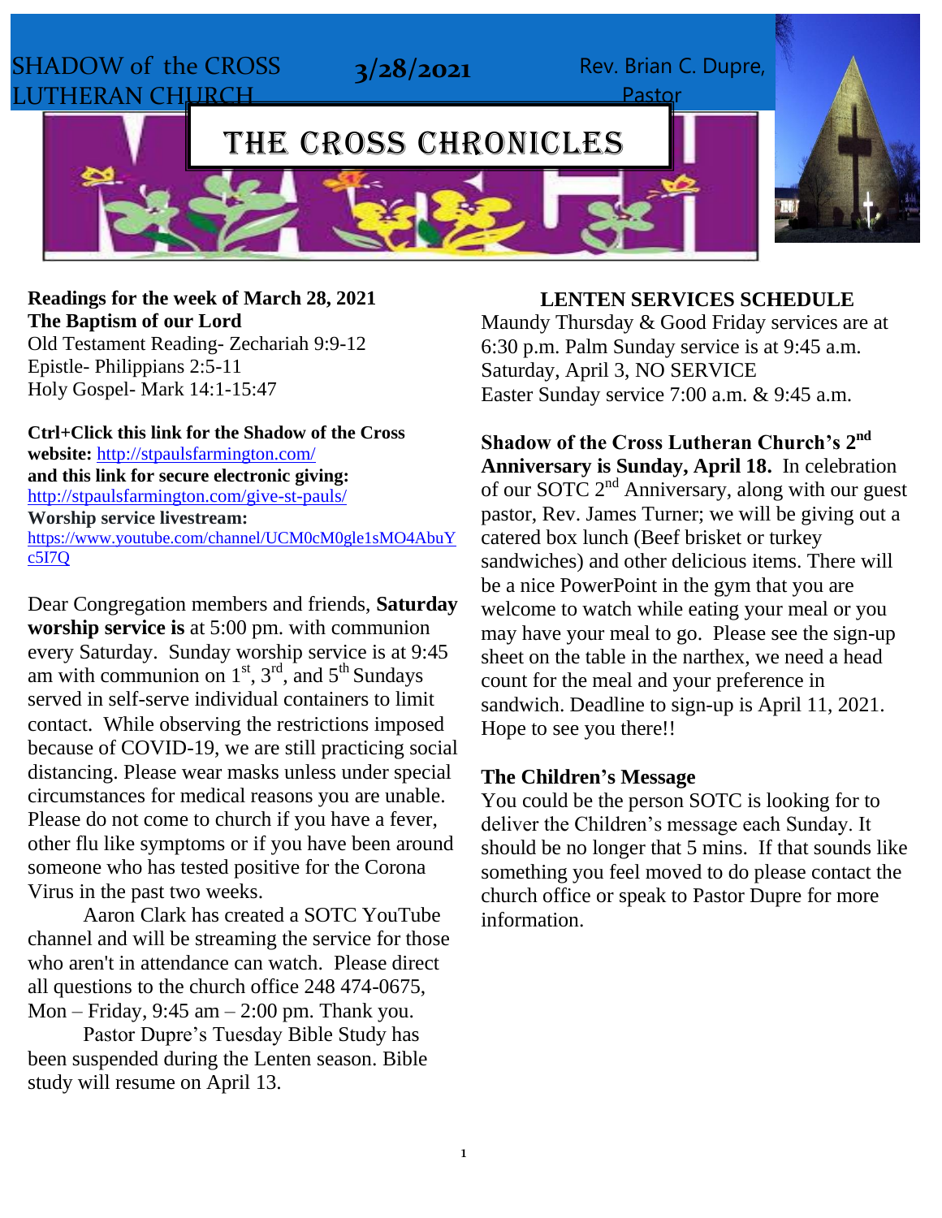SHADOW of the CROSS LUTHERAN CHURCH **3/28/2021** Rev. Brian C. Dupre, Pastor

# THE CROSS CHRONICLES

**Readings for the week of March 28, 2021**
**The Baptism of our Lord**
Old Testament Reading- Zechariah 9:9-12
Epistle- Philippians 2:5-11
Holy Gospel- Mark 14:1-15:47

**Ctrl+Click this link for the Shadow of the Cross website:** http://stpaulsfarmington.com/
**and this link for secure electronic giving:** http://stpaulsfarmington.com/give-st-pauls/
**Worship service livestream:** https://www.youtube.com/channel/UCM0cM0gle1sMO4AbuYc5I7Q

Dear Congregation members and friends, **Saturday worship service is** at 5:00 pm. with communion every Saturday. Sunday worship service is at 9:45 am with communion on 1st, 3rd, and 5th Sundays served in self-serve individual containers to limit contact. While observing the restrictions imposed because of COVID-19, we are still practicing social distancing. Please wear masks unless under special circumstances for medical reasons you are unable. Please do not come to church if you have a fever, other flu like symptoms or if you have been around someone who has tested positive for the Corona Virus in the past two weeks.

Aaron Clark has created a SOTC YouTube channel and will be streaming the service for those who aren't in attendance can watch. Please direct all questions to the church office 248 474-0675, Mon – Friday, 9:45 am – 2:00 pm. Thank you.

Pastor Dupre's Tuesday Bible Study has been suspended during the Lenten season. Bible study will resume on April 13.

**LENTEN SERVICES SCHEDULE**

Maundy Thursday & Good Friday services are at 6:30 p.m. Palm Sunday service is at 9:45 a.m. Saturday, April 3, NO SERVICE
Easter Sunday service 7:00 a.m. & 9:45 a.m.

**Shadow of the Cross Lutheran Church's 2nd Anniversary is Sunday, April 18.** In celebration of our SOTC 2nd Anniversary, along with our guest pastor, Rev. James Turner; we will be giving out a catered box lunch (Beef brisket or turkey sandwiches) and other delicious items. There will be a nice PowerPoint in the gym that you are welcome to watch while eating your meal or you may have your meal to go. Please see the sign-up sheet on the table in the narthex, we need a head count for the meal and your preference in sandwich. Deadline to sign-up is April 11, 2021. Hope to see you there!!

**The Children's Message**

You could be the person SOTC is looking for to deliver the Children's message each Sunday. It should be no longer that 5 mins. If that sounds like something you feel moved to do please contact the church office or speak to Pastor Dupre for more information.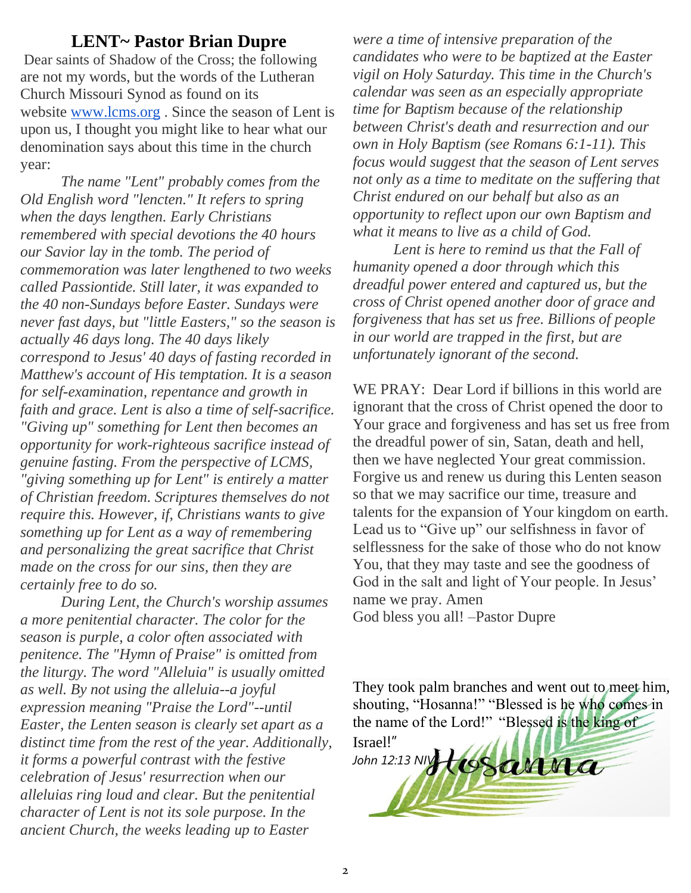## LENT~ Pastor Brian Dupre

Dear saints of Shadow of the Cross; the following are not my words, but the words of the Lutheran Church Missouri Synod as found on its website [www.lcms.org](http://www.lcms.org) . Since the season of Lent is upon us, I thought you might like to hear what our denomination says about this time in the church year:

*The name "Lent" probably comes from the Old English word "lencten." It refers to spring when the days lengthen. Early Christians remembered with special devotions the 40 hours our Savior lay in the tomb. The period of commemoration was later lengthened to two weeks called Passiontide. Still later, it was expanded to the 40 non-Sundays before Easter. Sundays were never fast days, but "little Easters," so the season is actually 46 days long. The 40 days likely correspond to Jesus' 40 days of fasting recorded in Matthew's account of His temptation. It is a season for self-examination, repentance and growth in faith and grace. Lent is also a time of self-sacrifice. "Giving up" something for Lent then becomes an opportunity for work-righteous sacrifice instead of genuine fasting. From the perspective of LCMS, "giving something up for Lent" is entirely a matter of Christian freedom. Scriptures themselves do not require this. However, if, Christians wants to give something up for Lent as a way of remembering and personalizing the great sacrifice that Christ made on the cross for our sins, then they are certainly free to do so.*

*During Lent, the Church's worship assumes a more penitential character. The color for the season is purple, a color often associated with penitence. The "Hymn of Praise" is omitted from the liturgy. The word "Alleluia" is usually omitted as well. By not using the alleluia--a joyful expression meaning "Praise the Lord"--until Easter, the Lenten season is clearly set apart as a distinct time from the rest of the year. Additionally, it forms a powerful contrast with the festive celebration of Jesus' resurrection when our alleluias ring loud and clear. But the penitential character of Lent is not its sole purpose. In the ancient Church, the weeks leading up to Easter were a time of intensive preparation of the candidates who were to be baptized at the Easter vigil on Holy Saturday. This time in the Church's calendar was seen as an especially appropriate time for Baptism because of the relationship between Christ's death and resurrection and our own in Holy Baptism (see Romans 6:1-11). This focus would suggest that the season of Lent serves not only as a time to meditate on the suffering that Christ endured on our behalf but also as an opportunity to reflect upon our own Baptism and what it means to live as a child of God.*

*Lent is here to remind us that the Fall of humanity opened a door through which this dreadful power entered and captured us, but the cross of Christ opened another door of grace and forgiveness that has set us free. Billions of people in our world are trapped in the first, but are unfortunately ignorant of the second.*

WE PRAY: Dear Lord if billions in this world are ignorant that the cross of Christ opened the door to Your grace and forgiveness and has set us free from the dreadful power of sin, Satan, death and hell, then we have neglected Your great commission. Forgive us and renew us during this Lenten season so that we may sacrifice our time, treasure and talents for the expansion of Your kingdom on earth. Lead us to "Give up" our selfishness in favor of selflessness for the sake of those who do not know You, that they may taste and see the goodness of God in the salt and light of Your people. In Jesus' name we pray. Amen

God bless you all! –Pastor Dupre

They took palm branches and went out to meet him, shouting, "Hosanna!" "Blessed is he who comes in the name of the Lord!" "Blessed is the king of Israel!"

*John 12:13 NIV*

Hosanna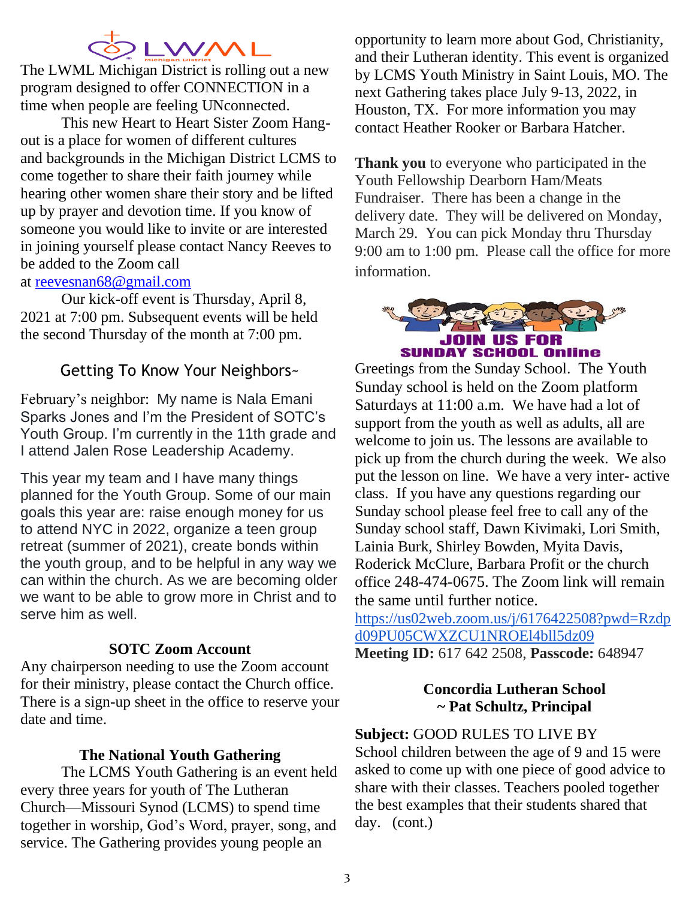The LWML Michigan District is rolling out a new program designed to offer CONNECTION in a time when people are feeling UNconnected.

This new Heart to Heart Sister Zoom Hang-out is a place for women of different cultures and backgrounds in the Michigan District LCMS to come together to share their faith journey while hearing other women share their story and be lifted up by prayer and devotion time. If you know of someone you would like to invite or are interested in joining yourself please contact Nancy Reeves to be added to the Zoom call at reevesnan68@gmail.com

Our kick-off event is Thursday, April 8, 2021 at 7:00 pm. Subsequent events will be held the second Thursday of the month at 7:00 pm.

## Getting To Know Your Neighbors~

February's neighbor: My name is Nala Emani Sparks Jones and I'm the President of SOTC's Youth Group. I'm currently in the 11th grade and I attend Jalen Rose Leadership Academy.

This year my team and I have many things planned for the Youth Group. Some of our main goals this year are: raise enough money for us to attend NYC in 2022, organize a teen group retreat (summer of 2021), create bonds within the youth group, and to be helpful in any way we can within the church. As we are becoming older we want to be able to grow more in Christ and to serve him as well.

## SOTC Zoom Account

Any chairperson needing to use the Zoom account for their ministry, please contact the Church office. There is a sign-up sheet in the office to reserve your date and time.

## The National Youth Gathering

The LCMS Youth Gathering is an event held every three years for youth of The Lutheran Church—Missouri Synod (LCMS) to spend time together in worship, God's Word, prayer, song, and service. The Gathering provides young people an opportunity to learn more about God, Christianity, and their Lutheran identity. This event is organized by LCMS Youth Ministry in Saint Louis, MO. The next Gathering takes place July 9-13, 2022, in Houston, TX. For more information you may contact Heather Rooker or Barbara Hatcher.

**Thank you** to everyone who participated in the Youth Fellowship Dearborn Ham/Meats Fundraiser. There has been a change in the delivery date. They will be delivered on Monday, March 29. You can pick Monday thru Thursday 9:00 am to 1:00 pm. Please call the office for more information.

## JOIN US FOR SUNDAY SCHOOL Online

Greetings from the Sunday School. The Youth Sunday school is held on the Zoom platform Saturdays at 11:00 a.m. We have had a lot of support from the youth as well as adults, all are welcome to join us. The lessons are available to pick up from the church during the week. We also put the lesson on line. We have a very inter- active class. If you have any questions regarding our Sunday school please feel free to call any of the Sunday school staff, Dawn Kivimaki, Lori Smith, Lainia Burk, Shirley Bowden, Myita Davis, Roderick McClure, Barbara Profit or the church office 248-474-0675. The Zoom link will remain the same until further notice.

https://us02web.zoom.us/j/6176422508?pwd=Rzdpd09PU05CWXZCU1NROEl4bll5dz09

**Meeting ID:** 617 642 2508, **Passcode:** 648947

## Concordia Lutheran School ~ Pat Schultz, Principal

**Subject:** GOOD RULES TO LIVE BY

School children between the age of 9 and 15 were asked to come up with one piece of good advice to share with their classes. Teachers pooled together the best examples that their students shared that day. (cont.)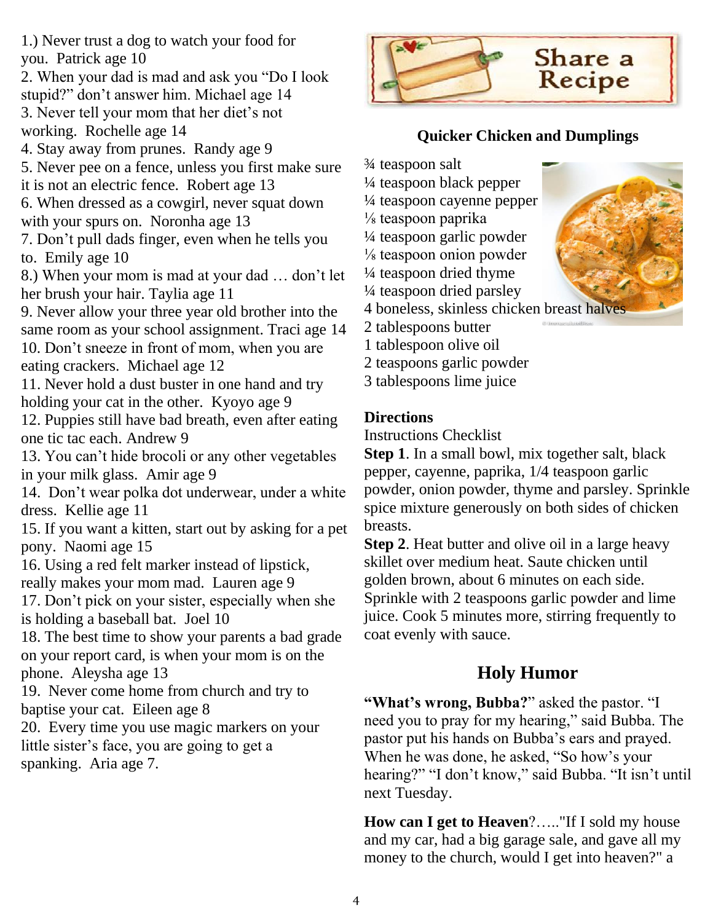1.) Never trust a dog to watch your food for you. Patrick age 10

2. When your dad is mad and ask you "Do I look stupid?" don't answer him. Michael age 14

3. Never tell your mom that her diet's not working. Rochelle age 14

4. Stay away from prunes. Randy age 9

5. Never pee on a fence, unless you first make sure it is not an electric fence. Robert age 13

6. When dressed as a cowgirl, never squat down with your spurs on. Noronha age 13

7. Don't pull dads finger, even when he tells you to. Emily age 10

8.) When your mom is mad at your dad … don't let her brush your hair. Taylia age 11

9. Never allow your three year old brother into the same room as your school assignment. Traci age 14

10. Don't sneeze in front of mom, when you are eating crackers. Michael age 12

11. Never hold a dust buster in one hand and try holding your cat in the other. Kyoyo age 9

12. Puppies still have bad breath, even after eating one tic tac each. Andrew 9

13. You can't hide brocoli or any other vegetables in your milk glass. Amir age 9

14. Don't wear polka dot underwear, under a white dress. Kellie age 11

15. If you want a kitten, start out by asking for a pet pony. Naomi age 15

16. Using a red felt marker instead of lipstick, really makes your mom mad. Lauren age 9

17. Don't pick on your sister, especially when she is holding a baseball bat. Joel 10

18. The best time to show your parents a bad grade on your report card, is when your mom is on the phone. Aleysha age 13

19. Never come home from church and try to baptise your cat. Eileen age 8

20. Every time you use magic markers on your little sister's face, you are going to get a spanking. Aria age 7.

## Share a Recipe

### Quicker Chicken and Dumplings

¾ teaspoon salt
¼ teaspoon black pepper
¼ teaspoon cayenne pepper
⅛ teaspoon paprika
¼ teaspoon garlic powder
⅛ teaspoon onion powder
¼ teaspoon dried thyme
¼ teaspoon dried parsley
4 boneless, skinless chicken breast halves
2 tablespoons butter
1 tablespoon olive oil
2 teaspoons garlic powder
3 tablespoons lime juice

**Directions**

Instructions Checklist

**Step 1**. In a small bowl, mix together salt, black pepper, cayenne, paprika, 1/4 teaspoon garlic powder, onion powder, thyme and parsley. Sprinkle spice mixture generously on both sides of chicken breasts.

**Step 2**. Heat butter and olive oil in a large heavy skillet over medium heat. Saute chicken until golden brown, about 6 minutes on each side. Sprinkle with 2 teaspoons garlic powder and lime juice. Cook 5 minutes more, stirring frequently to coat evenly with sauce.

## Holy Humor

**"What's wrong, Bubba?**" asked the pastor. "I need you to pray for my hearing," said Bubba. The pastor put his hands on Bubba's ears and prayed. When he was done, he asked, "So how's your hearing?" "I don't know," said Bubba. "It isn't until next Tuesday.

**How can I get to Heaven**?….."If I sold my house and my car, had a big garage sale, and gave all my money to the church, would I get into heaven?" a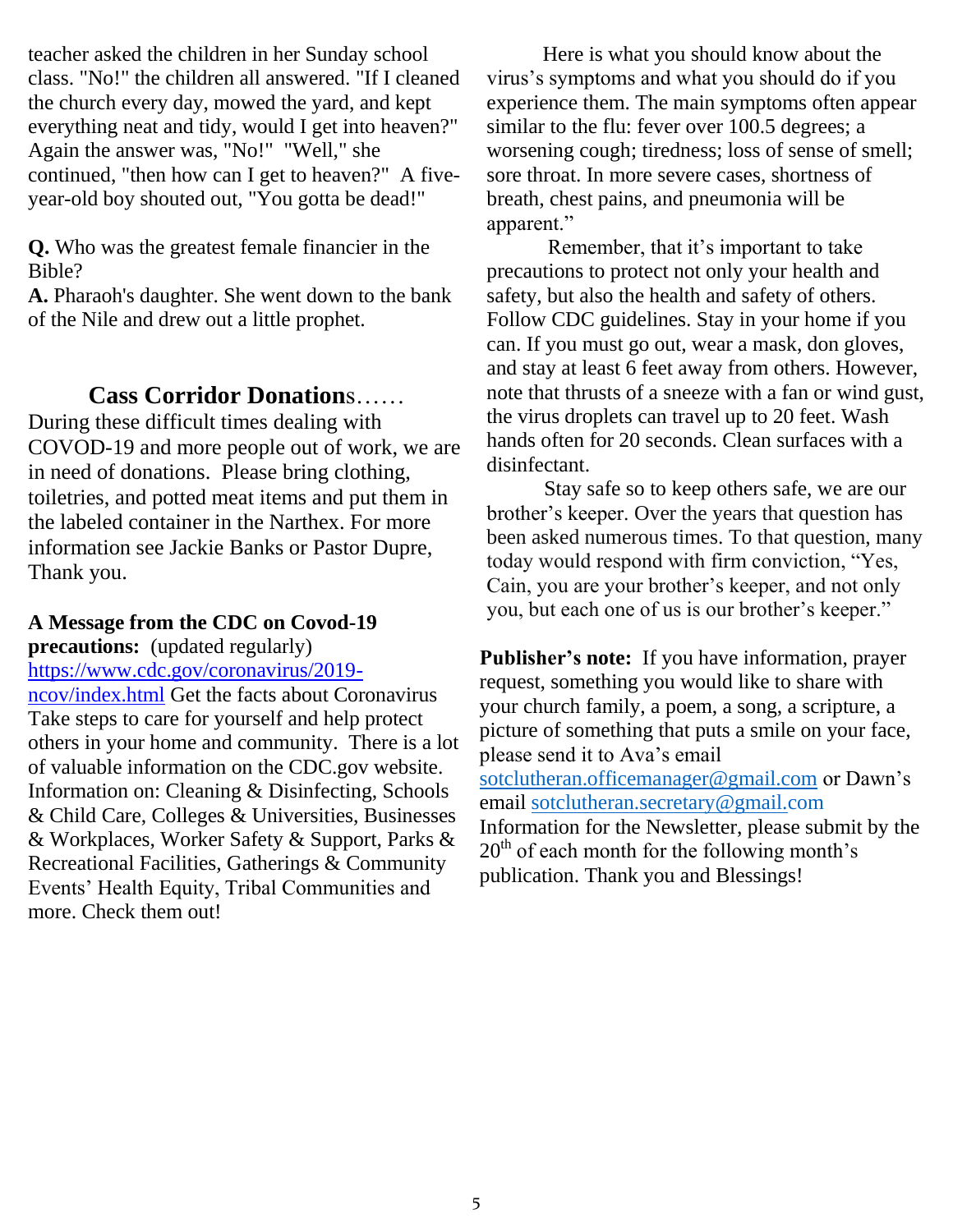teacher asked the children in her Sunday school class. "No!" the children all answered. "If I cleaned the church every day, mowed the yard, and kept everything neat and tidy, would I get into heaven?" Again the answer was, "No!" "Well," she continued, "then how can I get to heaven?" A five-year-old boy shouted out, "You gotta be dead!"

**Q.** Who was the greatest female financier in the Bible?
**A.** Pharaoh's daughter. She went down to the bank of the Nile and drew out a little prophet.

## **Cass Corridor Donation**s……

During these difficult times dealing with COVOD-19 and more people out of work, we are in need of donations. Please bring clothing, toiletries, and potted meat items and put them in the labeled container in the Narthex. For more information see Jackie Banks or Pastor Dupre, Thank you.

**A Message from the CDC on Covod-19 precautions:** (updated regularly) [https://www.cdc.gov/coronavirus/2019-ncov/index.html](https://www.cdc.gov/coronavirus/2019-ncov/index.html) Get the facts about Coronavirus Take steps to care for yourself and help protect others in your home and community. There is a lot of valuable information on the CDC.gov website. Information on: Cleaning & Disinfecting, Schools & Child Care, Colleges & Universities, Businesses & Workplaces, Worker Safety & Support, Parks & Recreational Facilities, Gatherings & Community Events' Health Equity, Tribal Communities and more. Check them out!

Here is what you should know about the virus's symptoms and what you should do if you experience them. The main symptoms often appear similar to the flu: fever over 100.5 degrees; a worsening cough; tiredness; loss of sense of smell; sore throat. In more severe cases, shortness of breath, chest pains, and pneumonia will be apparent."

Remember, that it's important to take precautions to protect not only your health and safety, but also the health and safety of others. Follow CDC guidelines. Stay in your home if you can. If you must go out, wear a mask, don gloves, and stay at least 6 feet away from others. However, note that thrusts of a sneeze with a fan or wind gust, the virus droplets can travel up to 20 feet. Wash hands often for 20 seconds. Clean surfaces with a disinfectant.

Stay safe so to keep others safe, we are our brother's keeper. Over the years that question has been asked numerous times. To that question, many today would respond with firm conviction, "Yes, Cain, you are your brother's keeper, and not only you, but each one of us is our brother's keeper."

**Publisher's note:** If you have information, prayer request, something you would like to share with your church family, a poem, a song, a scripture, a picture of something that puts a smile on your face, please send it to Ava's email sotclutheran.officemanager@gmail.com or Dawn's email sotclutheran.secretary@gmail.com Information for the Newsletter, please submit by the 20th of each month for the following month's publication. Thank you and Blessings!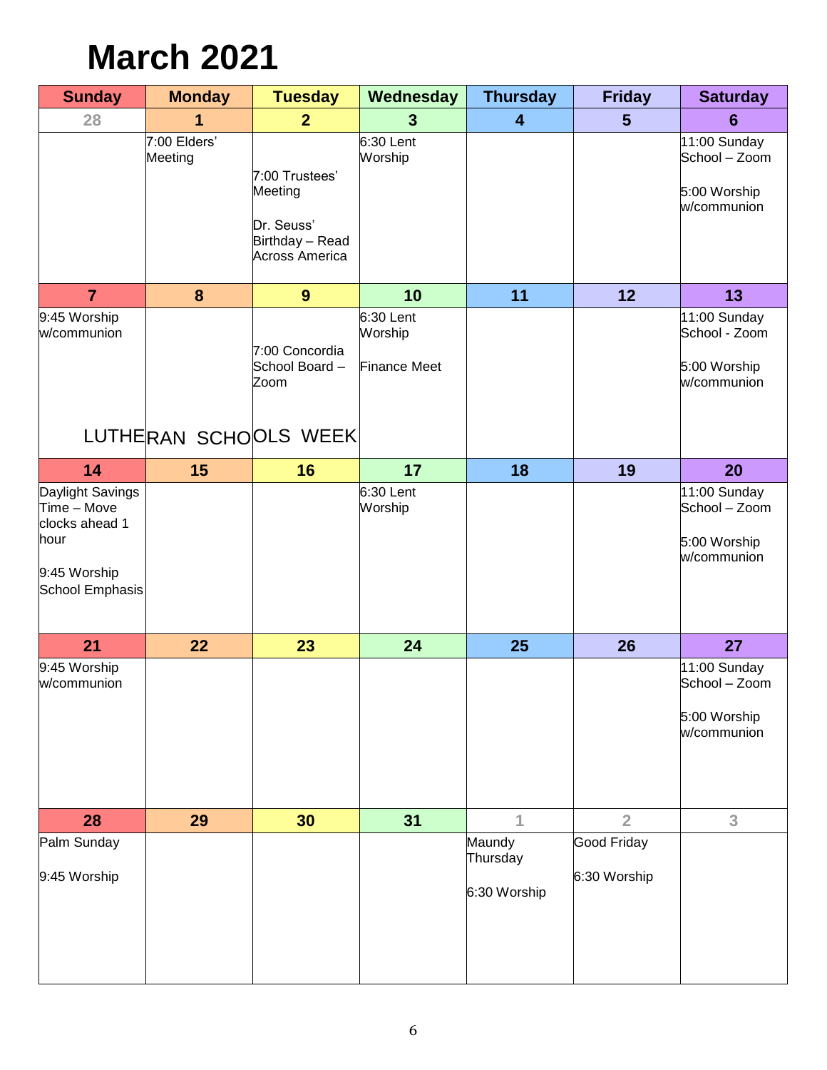# March 2021

| Sunday | Monday | Tuesday | Wednesday | Thursday | Friday | Saturday |
|---|---|---|---|---|---|---|
| 28 | 1 | 2 | 3 | 4 | 5 | 6 |
| | 7:00 Elders' Meeting | 7:00 Trustees' Meeting<br><br>Dr. Seuss' Birthday – Read Across America | 6:30 Lent Worship | | | 11:00 Sunday School – Zoom<br><br>5:00 Worship w/communion |
| 7 | 8 | 9 | 10 | 11 | 12 | 13 |
| 9:45 Worship w/communion<br><br>LUTHE | RAN SCHO | 7:00 Concordia School Board – Zoom<br><br>OLS WEEK | 6:30 Lent Worship<br><br>Finance Meet | | | 11:00 Sunday School - Zoom<br><br>5:00 Worship w/communion |
| 14 | 15 | 16 | 17 | 18 | 19 | 20 |
| Daylight Savings Time – Move clocks ahead 1 hour<br><br>9:45 Worship School Emphasis | | | 6:30 Lent Worship | | | 11:00 Sunday School – Zoom<br><br>5:00 Worship w/communion |
| 21 | 22 | 23 | 24 | 25 | 26 | 27 |
| 9:45 Worship w/communion | | | | | | 11:00 Sunday School – Zoom<br><br>5:00 Worship w/communion |
| 28 | 29 | 30 | 31 | 1 | 2 | 3 |
| Palm Sunday<br><br>9:45 Worship | | | | Maundy Thursday<br><br>6:30 Worship | Good Friday<br><br>6:30 Worship | |